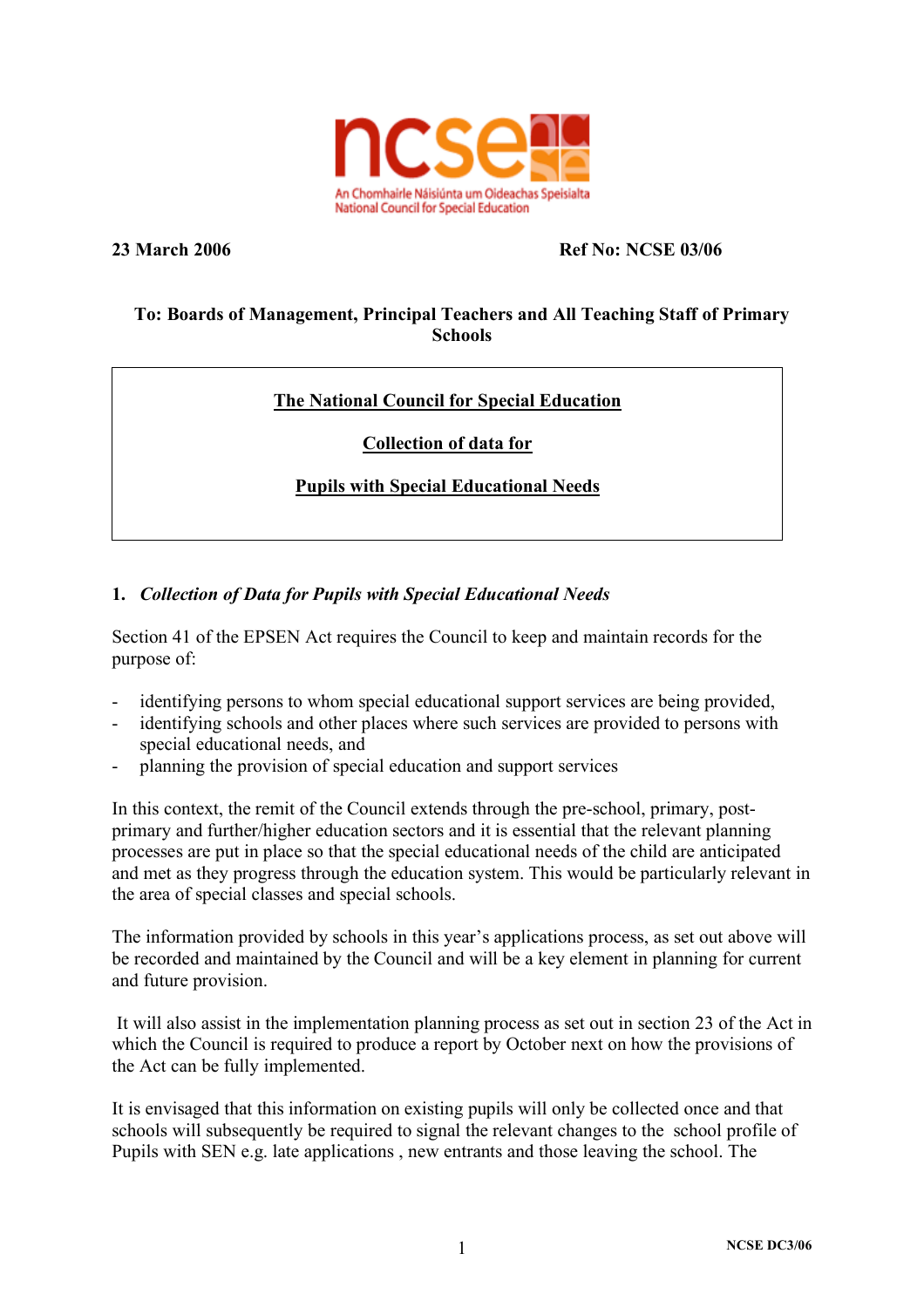An Chomhairle Náisiúnta um Oideachas Speisialta
National Council for Special Education

**23 March 2006** **Ref No: NCSE 03/06**

**To: Boards of Management, Principal Teachers and All Teaching Staff of Primary Schools**

**The National Council for Special Education**

**Collection of data for**

**Pupils with Special Educational Needs**

## 1. *Collection of Data for Pupils with Special Educational Needs*

Section 41 of the EPSEN Act requires the Council to keep and maintain records for the purpose of:

- identifying persons to whom special educational support services are being provided,
- identifying schools and other places where such services are provided to persons with special educational needs, and
- planning the provision of special education and support services

In this context, the remit of the Council extends through the pre-school, primary, post-primary and further/higher education sectors and it is essential that the relevant planning processes are put in place so that the special educational needs of the child are anticipated and met as they progress through the education system. This would be particularly relevant in the area of special classes and special schools.

The information provided by schools in this year's applications process, as set out above will be recorded and maintained by the Council and will be a key element in planning for current and future provision.

It will also assist in the implementation planning process as set out in section 23 of the Act in which the Council is required to produce a report by October next on how the provisions of the Act can be fully implemented.

It is envisaged that this information on existing pupils will only be collected once and that schools will subsequently be required to signal the relevant changes to the school profile of Pupils with SEN e.g. late applications , new entrants and those leaving the school. The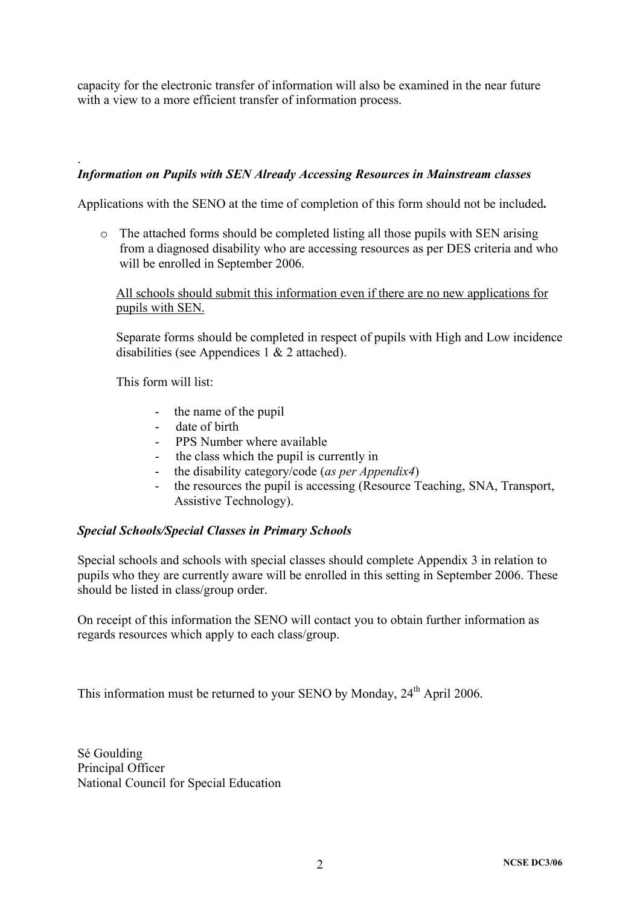capacity for the electronic transfer of information will also be examined in the near future with a view to a more efficient transfer of information process.

.

***Information on Pupils with SEN Already Accessing Resources in Mainstream classes***

Applications with the SENO at the time of completion of this form should not be included**.**

- The attached forms should be completed listing all those pupils with SEN arising from a diagnosed disability who are accessing resources as per DES criteria and who will be enrolled in September 2006.

  <u>All schools should submit this information even if there are no new applications for pupils with SEN.</u>

  Separate forms should be completed in respect of pupils with High and Low incidence disabilities (see Appendices 1 & 2 attached).

  This form will list:

  - the name of the pupil
  - date of birth
  - PPS Number where available
  - the class which the pupil is currently in
  - the disability category/code (*as per Appendix4*)
  - the resources the pupil is accessing (Resource Teaching, SNA, Transport, Assistive Technology).

***Special Schools/Special Classes in Primary Schools***

Special schools and schools with special classes should complete Appendix 3 in relation to pupils who they are currently aware will be enrolled in this setting in September 2006. These should be listed in class/group order.

On receipt of this information the SENO will contact you to obtain further information as regards resources which apply to each class/group.

This information must be returned to your SENO by Monday, 24th April 2006.

Sé Goulding
Principal Officer
National Council for Special Education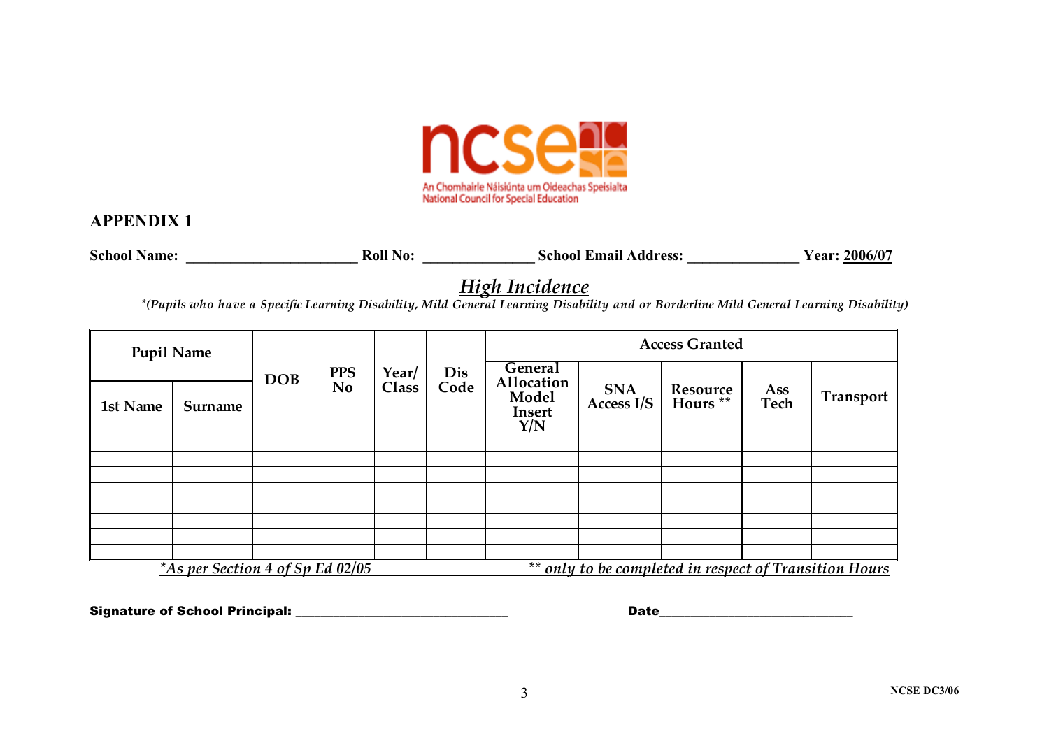An Chomhairle Náisiúnta um Oideachas Speisialta
National Council for Special Education

## APPENDIX 1

**School Name:** ______________________ **Roll No:** ______________ **School Email Address:** ______________ **Year:** <u>**2006/07**</u>

## *High Incidence*

*\*(Pupils who have a Specific Learning Disability, Mild General Learning Disability and or Borderline Mild General Learning Disability)*

| Pupil Name | | DOB | PPS No | Year/ Class | Dis Code | Access Granted | | | | |
|---|---|---|---|---|---|---|---|---|---|---|
| 1st Name | Surname | | | | | General Allocation Model Insert Y/N | SNA Access I/S | Resource Hours ** | Ass Tech | Transport |
| | | | | | | | | | | |
| | | | | | | | | | | |
| | | | | | | | | | | |
| | | | | | | | | | | |
| | | | | | | | | | | |
| | | | | | | | | | | |
| | | | | | | | | | | |
| | | | | | | | | | | |

*\*As per Section 4 of Sp Ed 02/05* *\*\* only to be completed in respect of Transition Hours*

**Signature of School Principal:** ______________________________ **Date**____________________________

NCSE DC3/06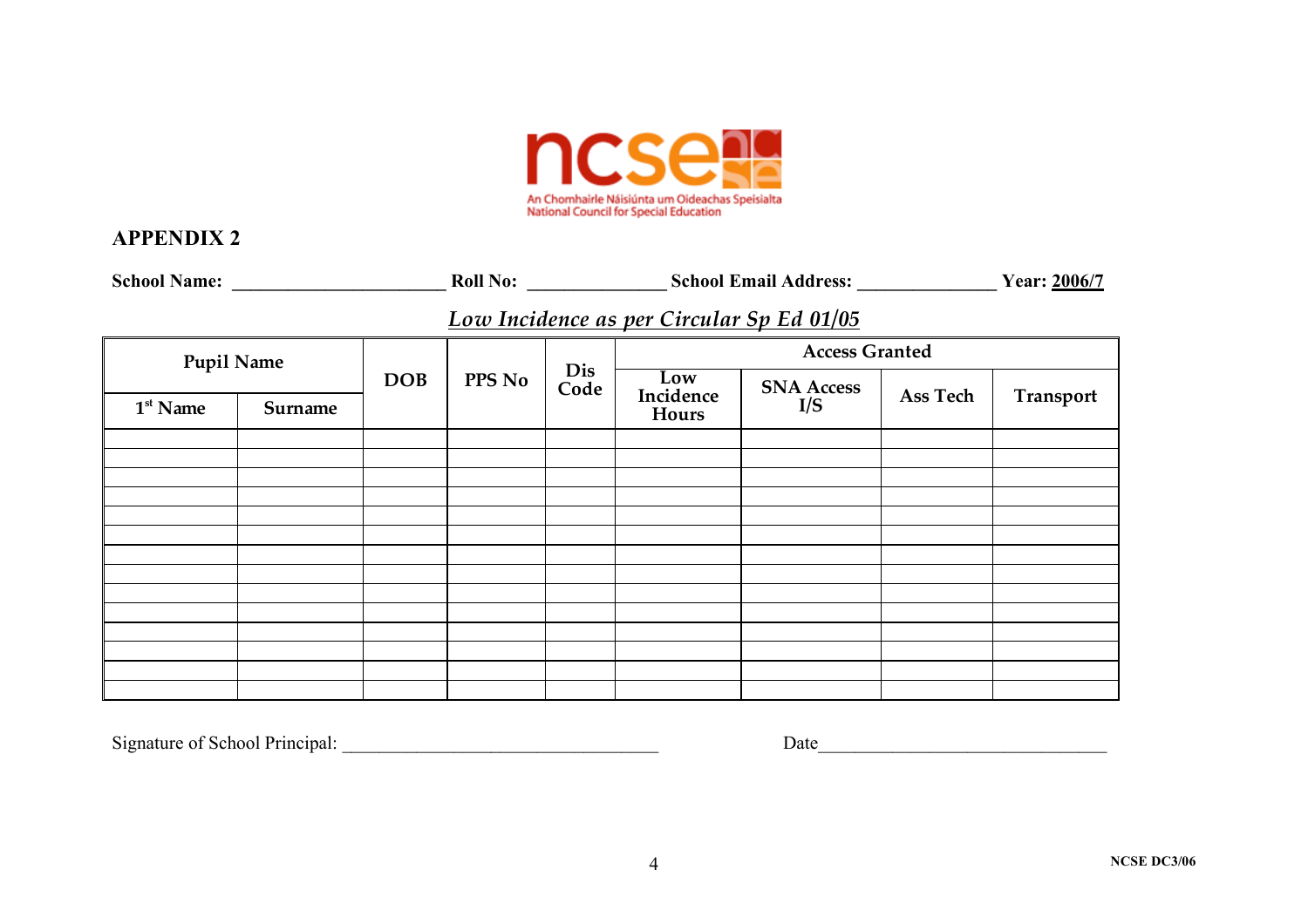## APPENDIX 2

**School Name:** \_\_\_\_\_\_\_\_\_\_\_\_\_\_\_\_\_\_\_\_\_\_\_ **Roll No:** \_\_\_\_\_\_\_\_\_\_\_\_\_\_\_ **School Email Address:** \_\_\_\_\_\_\_\_\_\_\_\_\_\_\_ **Year:** **2006/7**

*Low Incidence as per Circular Sp Ed 01/05*

| Pupil Name | | DOB | PPS No | Dis Code | Access Granted | | | |
|---|---|---|---|---|---|---|---|---|
| 1st Name | Surname | | | | Low Incidence Hours | SNA Access I/S | Ass Tech | Transport |
| | | | | | | | | |
| | | | | | | | | |
| | | | | | | | | |
| | | | | | | | | |
| | | | | | | | | |
| | | | | | | | | |
| | | | | | | | | |
| | | | | | | | | |
| | | | | | | | | |
| | | | | | | | | |
| | | | | | | | | |
| | | | | | | | | |
| | | | | | | | | |
| | | | | | | | | |

Signature of School Principal: \_\_\_\_\_\_\_\_\_\_\_\_\_\_\_\_\_\_\_\_\_\_\_\_\_\_\_\_\_\_\_\_\_\_\_\_ Date\_\_\_\_\_\_\_\_\_\_\_\_\_\_\_\_\_\_\_\_\_\_\_\_\_\_\_\_\_\_\_\_\_

NCSE DC3/06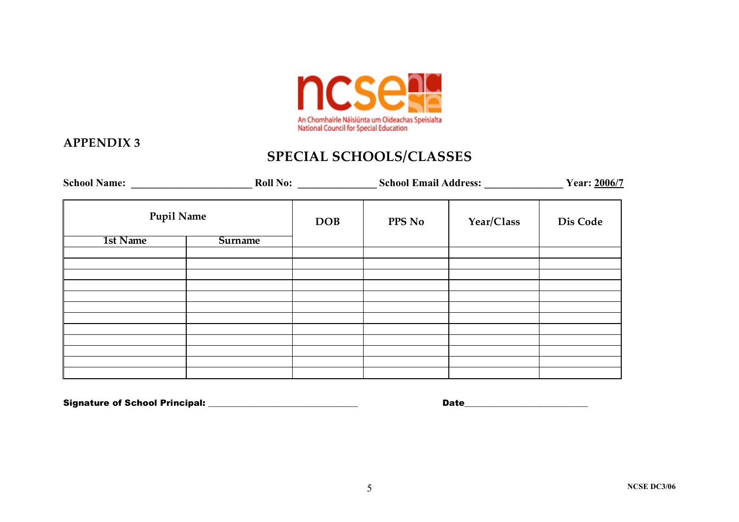An Chomhairle Náisiúnta um Oideachas Speisialta
National Council for Special Education

**APPENDIX 3**

## SPECIAL SCHOOLS/CLASSES

**School Name:** ______________________ **Roll No:** ______________ **School Email Address:** ______________ **Year:** 2006/7

| Pupil Name | | DOB | PPS No | Year/Class | Dis Code |
|---|---|---|---|---|---|
| 1st Name | Surname | | | | |
| | | | | | |
| | | | | | |
| | | | | | |
| | | | | | |
| | | | | | |
| | | | | | |
| | | | | | |
| | | | | | |
| | | | | | |
| | | | | | |
| | | | | | |
| | | | | | |

**Signature of School Principal:** ______________________________ **Date**________________________

NCSE DC3/06